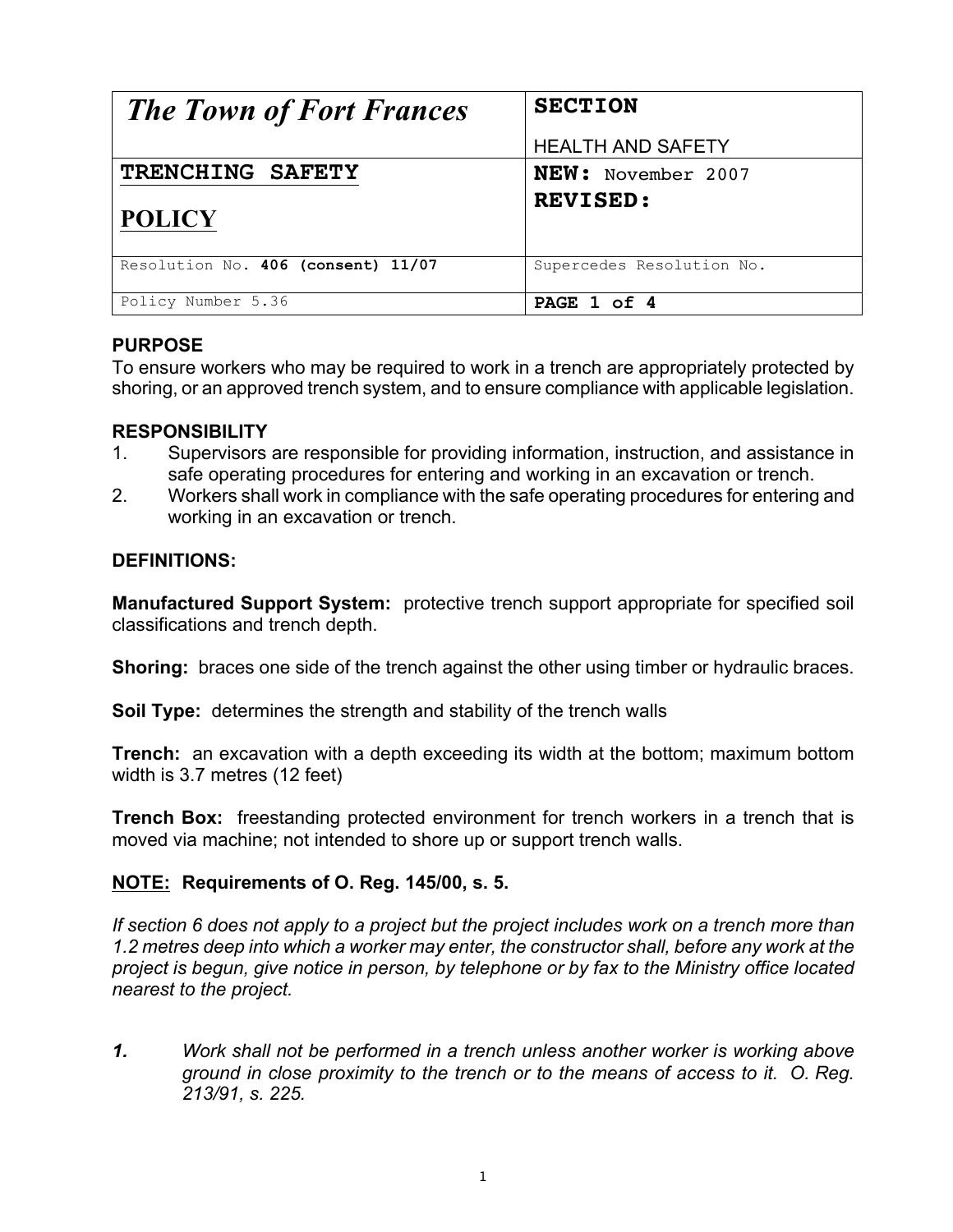| *The Town of Fort Frances* | **SECTION**<br>HEALTH AND SAFETY |
|---|---|
| **TRENCHING SAFETY**<br>**POLICY** | **NEW:** November 2007<br>**REVISED:** |
| Resolution No. **406 (consent) 11/07** | Supercedes Resolution No. |
| Policy Number 5.36 | **PAGE 1 of 4** |

**PURPOSE**

To ensure workers who may be required to work in a trench are appropriately protected by shoring, or an approved trench system, and to ensure compliance with applicable legislation.

**RESPONSIBILITY**

1. Supervisors are responsible for providing information, instruction, and assistance in safe operating procedures for entering and working in an excavation or trench.
2. Workers shall work in compliance with the safe operating procedures for entering and working in an excavation or trench.

**DEFINITIONS:**

**Manufactured Support System:** protective trench support appropriate for specified soil classifications and trench depth.

**Shoring:** braces one side of the trench against the other using timber or hydraulic braces.

**Soil Type:** determines the strength and stability of the trench walls

**Trench:** an excavation with a depth exceeding its width at the bottom; maximum bottom width is 3.7 metres (12 feet)

**Trench Box:** freestanding protected environment for trench workers in a trench that is moved via machine; not intended to shore up or support trench walls.

**NOTE: Requirements of O. Reg. 145/00, s. 5.**

*If section 6 does not apply to a project but the project includes work on a trench more than 1.2 metres deep into which a worker may enter, the constructor shall, before any work at the project is begun, give notice in person, by telephone or by fax to the Ministry office located nearest to the project.*

***1.*** *Work shall not be performed in a trench unless another worker is working above ground in close proximity to the trench or to the means of access to it. O. Reg. 213/91, s. 225.*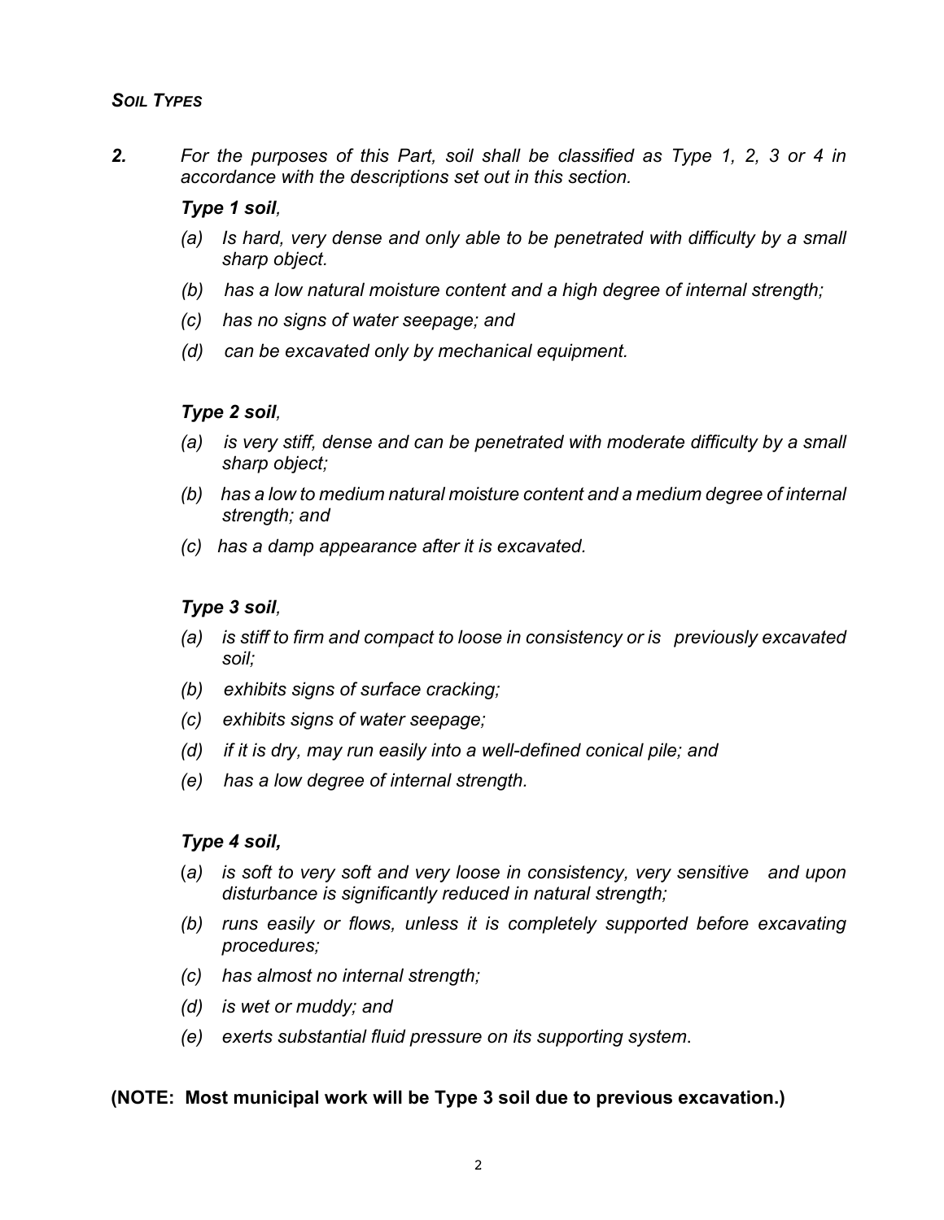### *Soil Types*

***2.*** *For the purposes of this Part, soil shall be classified as Type 1, 2, 3 or 4 in accordance with the descriptions set out in this section.*

***Type 1 soil**,*

*(a) Is hard, very dense and only able to be penetrated with difficulty by a small sharp object.*

*(b) has a low natural moisture content and a high degree of internal strength;*

*(c) has no signs of water seepage; and*

*(d) can be excavated only by mechanical equipment.*

***Type 2 soil**,*

*(a) is very stiff, dense and can be penetrated with moderate difficulty by a small sharp object;*

*(b) has a low to medium natural moisture content and a medium degree of internal strength; and*

*(c) has a damp appearance after it is excavated.*

***Type 3 soil**,*

*(a) is stiff to firm and compact to loose in consistency or is previously excavated soil;*

*(b) exhibits signs of surface cracking;*

*(c) exhibits signs of water seepage;*

*(d) if it is dry, may run easily into a well-defined conical pile; and*

*(e) has a low degree of internal strength.*

***Type 4 soil,***

*(a) is soft to very soft and very loose in consistency, very sensitive and upon disturbance is significantly reduced in natural strength;*

*(b) runs easily or flows, unless it is completely supported before excavating procedures;*

*(c) has almost no internal strength;*

*(d) is wet or muddy; and*

*(e) exerts substantial fluid pressure on its supporting system.*

**(NOTE: Most municipal work will be Type 3 soil due to previous excavation.)**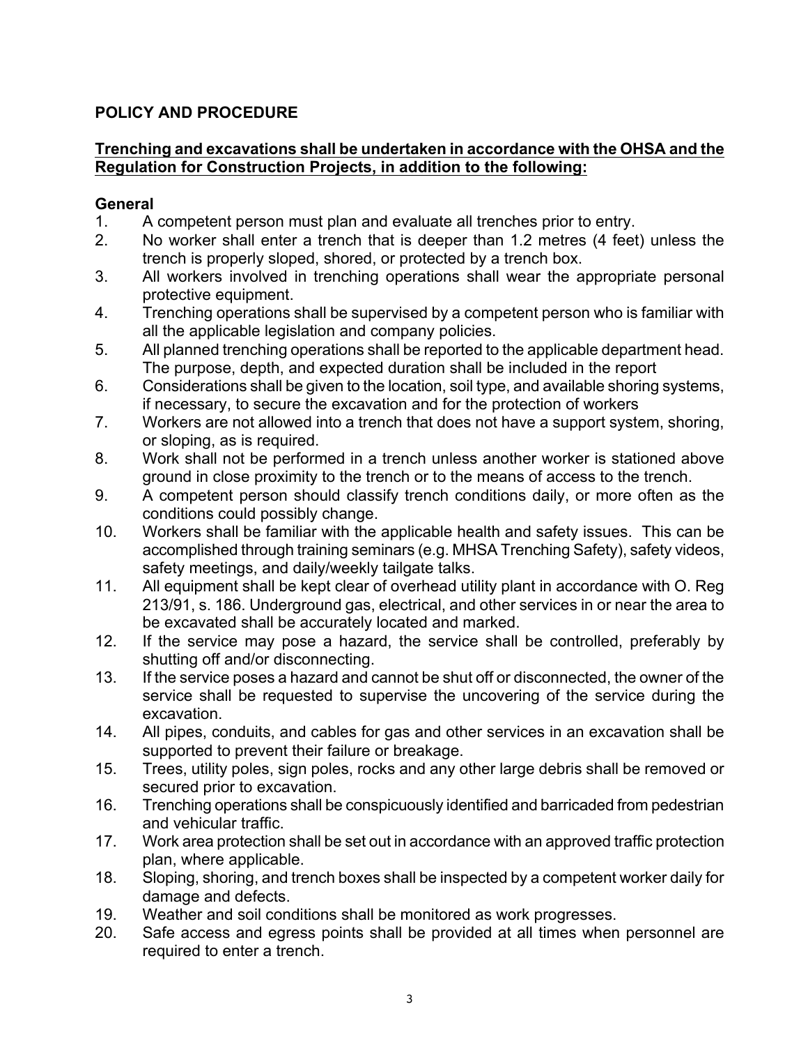**POLICY AND PROCEDURE**

**Trenching and excavations shall be undertaken in accordance with the OHSA and the Regulation for Construction Projects, in addition to the following:**

**General**

1. A competent person must plan and evaluate all trenches prior to entry.
2. No worker shall enter a trench that is deeper than 1.2 metres (4 feet) unless the trench is properly sloped, shored, or protected by a trench box.
3. All workers involved in trenching operations shall wear the appropriate personal protective equipment.
4. Trenching operations shall be supervised by a competent person who is familiar with all the applicable legislation and company policies.
5. All planned trenching operations shall be reported to the applicable department head. The purpose, depth, and expected duration shall be included in the report
6. Considerations shall be given to the location, soil type, and available shoring systems, if necessary, to secure the excavation and for the protection of workers
7. Workers are not allowed into a trench that does not have a support system, shoring, or sloping, as is required.
8. Work shall not be performed in a trench unless another worker is stationed above ground in close proximity to the trench or to the means of access to the trench.
9. A competent person should classify trench conditions daily, or more often as the conditions could possibly change.
10. Workers shall be familiar with the applicable health and safety issues. This can be accomplished through training seminars (e.g. MHSA Trenching Safety), safety videos, safety meetings, and daily/weekly tailgate talks.
11. All equipment shall be kept clear of overhead utility plant in accordance with O. Reg 213/91, s. 186. Underground gas, electrical, and other services in or near the area to be excavated shall be accurately located and marked.
12. If the service may pose a hazard, the service shall be controlled, preferably by shutting off and/or disconnecting.
13. If the service poses a hazard and cannot be shut off or disconnected, the owner of the service shall be requested to supervise the uncovering of the service during the excavation.
14. All pipes, conduits, and cables for gas and other services in an excavation shall be supported to prevent their failure or breakage.
15. Trees, utility poles, sign poles, rocks and any other large debris shall be removed or secured prior to excavation.
16. Trenching operations shall be conspicuously identified and barricaded from pedestrian and vehicular traffic.
17. Work area protection shall be set out in accordance with an approved traffic protection plan, where applicable.
18. Sloping, shoring, and trench boxes shall be inspected by a competent worker daily for damage and defects.
19. Weather and soil conditions shall be monitored as work progresses.
20. Safe access and egress points shall be provided at all times when personnel are required to enter a trench.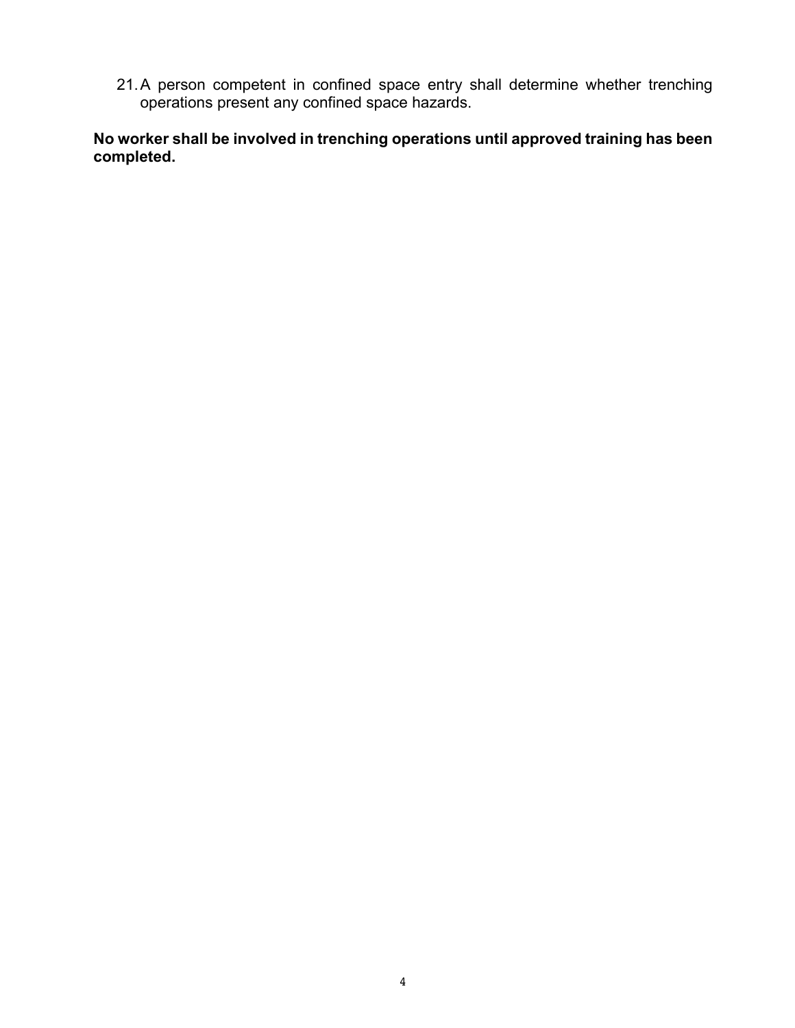21. A person competent in confined space entry shall determine whether trenching operations present any confined space hazards.

**No worker shall be involved in trenching operations until approved training has been completed.**